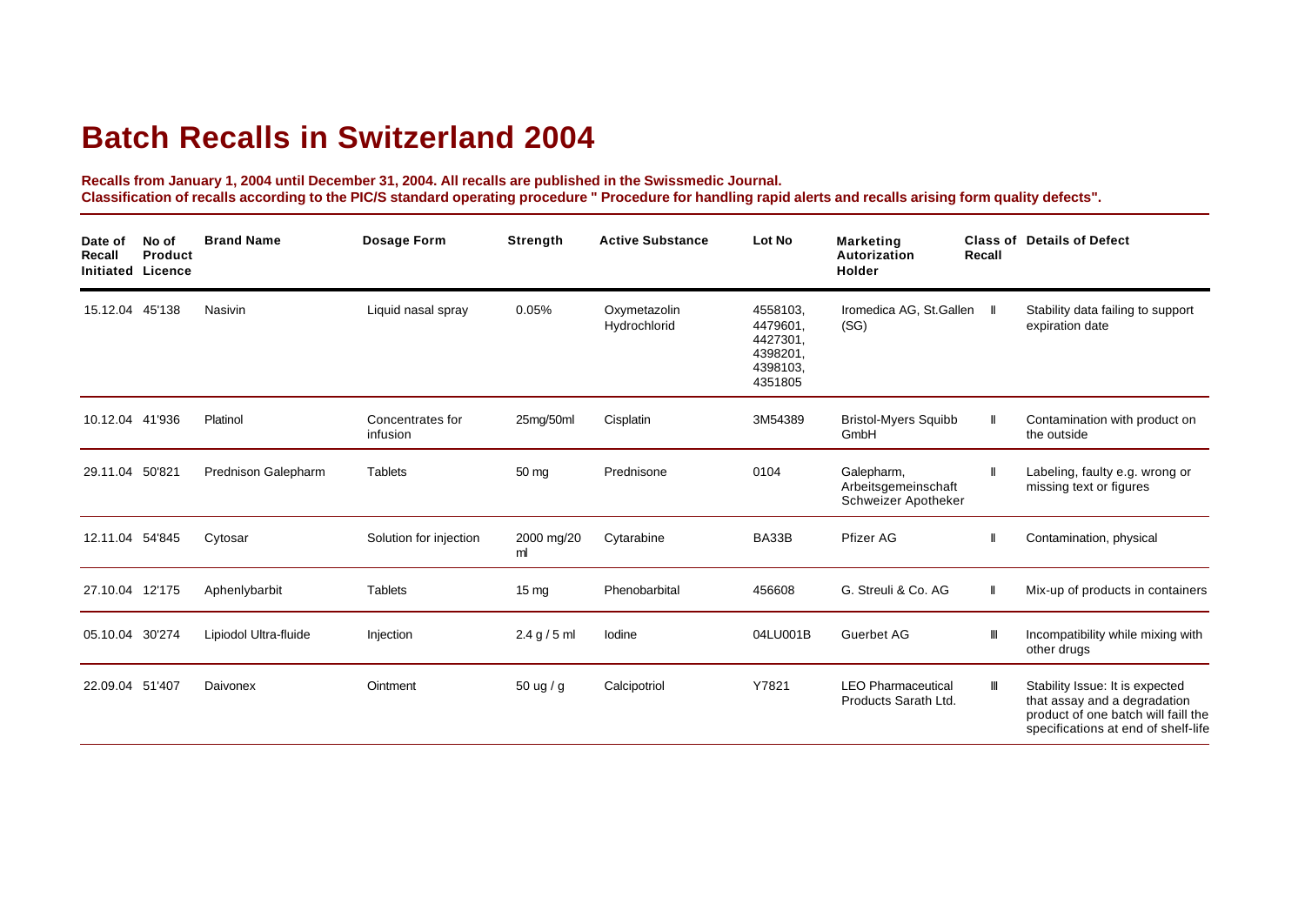# Batch Recalls in Switzerland 2004

**Recalls from January 1, 2004 until December 31, 2004. All recalls are published in the Swissmedic Journal.**
**Classification of recalls according to the PIC/S standard operating procedure " Procedure for handling rapid alerts and recalls arising form quality defects".**

| Date of Recall Initiated | No of Product Licence | Brand Name | Dosage Form | Strength | Active Substance | Lot No | Marketing Autorization Holder | Class of Recall | Details of Defect |
|---|---|---|---|---|---|---|---|---|---|
| 15.12.04 | 45'138 | Nasivin | Liquid nasal spray | 0.05% | Oxymetazolin Hydrochlorid | 4558103, 4479601, 4427301, 4398201, 4398103, 4351805 | Iromedica AG, St.Gallen (SG) | II | Stability data failing to support expiration date |
| 10.12.04 | 41'936 | Platinol | Concentrates for infusion | 25mg/50ml | Cisplatin | 3M54389 | Bristol-Myers Squibb GmbH | II | Contamination with product on the outside |
| 29.11.04 | 50'821 | Prednison Galepharm | Tablets | 50 mg | Prednisone | 0104 | Galepharm, Arbeitsgemeinschaft Schweizer Apotheker | II | Labeling, faulty e.g. wrong or missing text or figures |
| 12.11.04 | 54'845 | Cytosar | Solution for injection | 2000 mg/20 ml | Cytarabine | BA33B | Pfizer AG | II | Contamination, physical |
| 27.10.04 | 12'175 | Aphenlybarbit | Tablets | 15 mg | Phenobarbital | 456608 | G. Streuli & Co. AG | II | Mix-up of products in containers |
| 05.10.04 | 30'274 | Lipiodol Ultra-fluide | Injection | 2.4 g / 5 ml | Iodine | 04LU001B | Guerbet AG | III | Incompatibility while mixing with other drugs |
| 22.09.04 | 51'407 | Daivonex | Ointment | 50 ug / g | Calcipotriol | Y7821 | LEO Pharmaceutical Products Sarath Ltd. | III | Stability Issue: It is expected that assay and a degradation product of one batch will faill the specifications at end of shelf-life |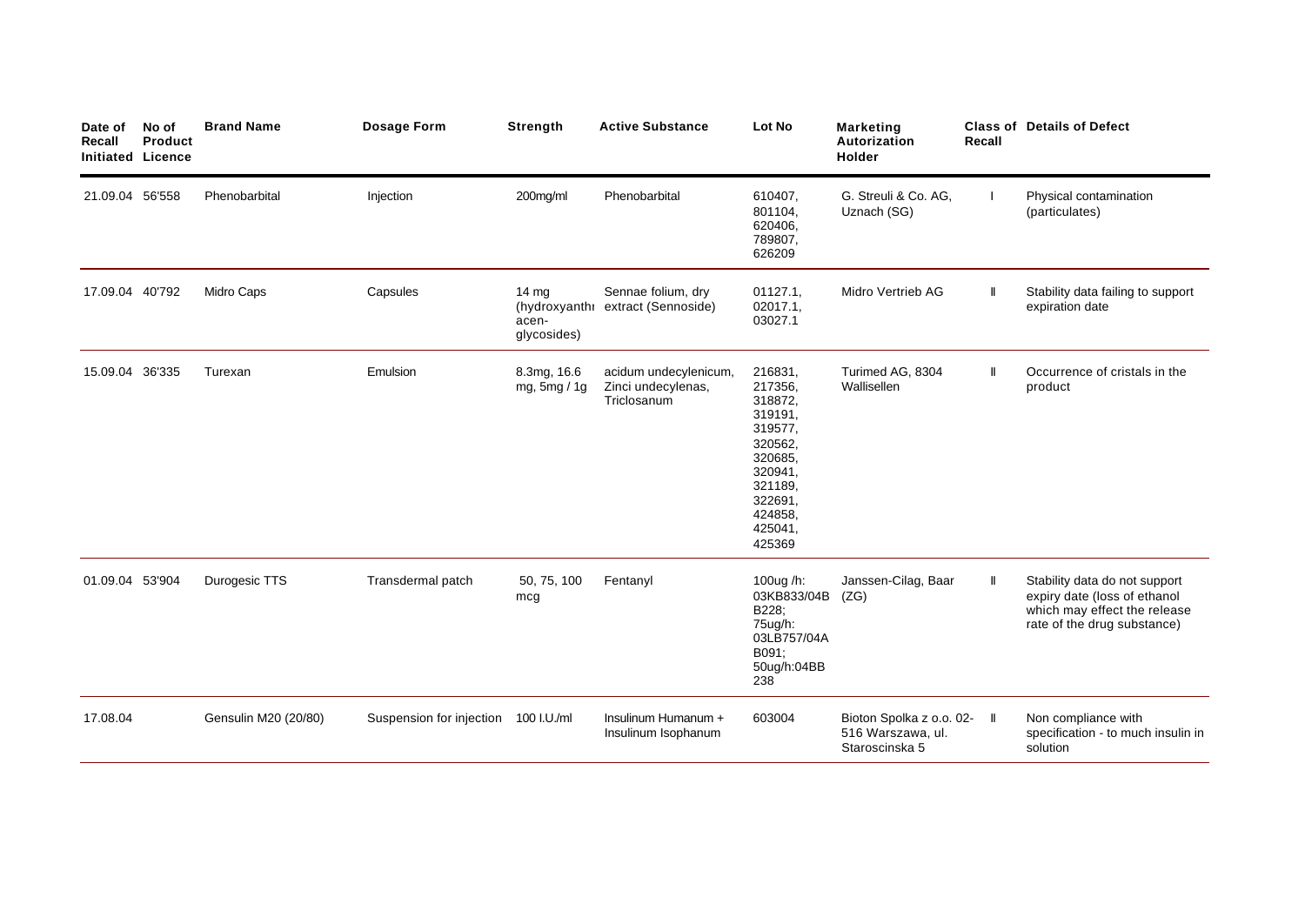| Date of Recall Initiated | No of Product Licence | Brand Name | Dosage Form | Strength | Active Substance | Lot No | Marketing Autorization Holder | Class of Recall | Details of Defect |
|---|---|---|---|---|---|---|---|---|---|
| 21.09.04 | 56'558 | Phenobarbital | Injection | 200mg/ml | Phenobarbital | 610407, 801104, 620406, 789807, 626209 | G. Streuli & Co. AG, Uznach (SG) | I | Physical contamination (particulates) |
| 17.09.04 | 40'792 | Midro Caps | Capsules | 14 mg (hydroxyanthracen-glycosides) | Sennae folium, dry extract (Sennoside) | 01127.1, 02017.1, 03027.1 | Midro Vertrieb AG | II | Stability data failing to support expiration date |
| 15.09.04 | 36'335 | Turexan | Emulsion | 8.3mg, 16.6 mg, 5mg / 1g | acidum undecylenicum, Zinci undecylenas, Triclosanum | 216831, 217356, 318872, 319191, 319577, 320562, 320685, 320941, 321189, 322691, 424858, 425041, 425369 | Turimed AG, 8304 Wallisellen | II | Occurrence of cristals in the product |
| 01.09.04 | 53'904 | Durogesic TTS | Transdermal patch | 50, 75, 100 mcg | Fentanyl | 100ug /h: 03KB833/04B B228; 75ug/h: 03LB757/04A B091; 50ug/h:04BB 238 | Janssen-Cilag, Baar (ZG) | II | Stability data do not support expiry date (loss of ethanol which may effect the release rate of the drug substance) |
| 17.08.04 | | Gensulin M20 (20/80) | Suspension for injection | 100 I.U./ml | Insulinum Humanum + Insulinum Isophanum | 603004 | Bioton Spolka z o.o. 02-516 Warszawa, ul. Staroscinska 5 | II | Non compliance with specification - to much insulin in solution |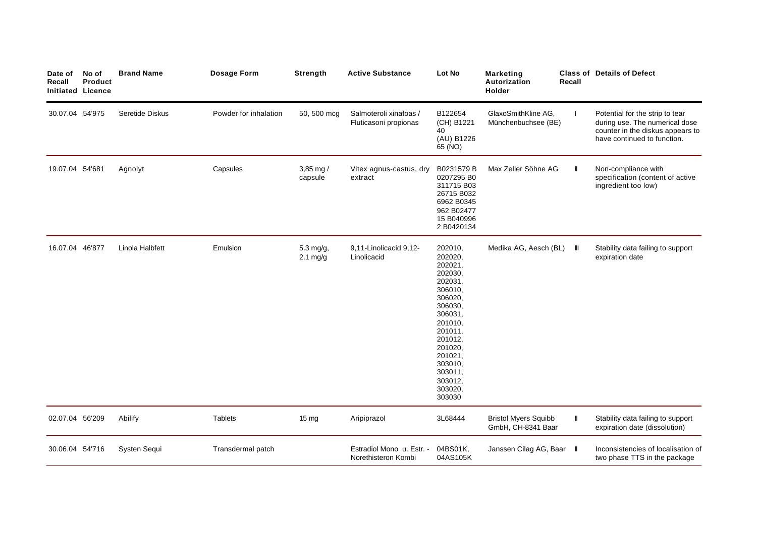| Date of Recall Initiated | No of Product Licence | Brand Name | Dosage Form | Strength | Active Substance | Lot No | Marketing Autorization Holder | Class of Recall | Details of Defect |
|---|---|---|---|---|---|---|---|---|---|
| 30.07.04 | 54'975 | Seretide Diskus | Powder for inhalation | 50, 500 mcg | Salmoteroli xinafoas / Fluticasoni propionas | B122654 (CH) B122140 (AU) B122665 (NO) | GlaxoSmithKline AG, Münchenbuchsee (BE) | I | Potential for the strip to tear during use. The numerical dose counter in the diskus appears to have continued to function. |
| 19.07.04 | 54'681 | Agnolyt | Capsules | 3,85 mg / capsule | Vitex agnus-castus, dry extract | B0231579 B0207295 B0311715 B0326715 B0326962 B0345962 B0247715 B0409962 B0420134 | Max Zeller Söhne AG | II | Non-compliance with specification (content of active ingredient too low) |
| 16.07.04 | 46'877 | Linola Halbfett | Emulsion | 5.3 mg/g, 2.1 mg/g | 9,11-Linolicacid 9,12-Linolicacid | 202010, 202020, 202021, 202030, 202031, 306010, 306020, 306030, 306031, 201010, 201011, 201012, 201020, 201021, 303010, 303011, 303012, 303020, 303030 | Medika AG, Aesch (BL) | III | Stability data failing to support expiration date |
| 02.07.04 | 56'209 | Abilify | Tablets | 15 mg | Aripiprazol | 3L68444 | Bristol Myers Squibb GmbH, CH-8341 Baar | II | Stability data failing to support expiration date (dissolution) |
| 30.06.04 | 54'716 | Systen Sequi | Transdermal patch | | Estradiol Mono u. Estr. - Norethisteron Kombi | 04BS01K, 04AS105K | Janssen Cilag AG, Baar | II | Inconsistencies of localisation of two phase TTS in the package |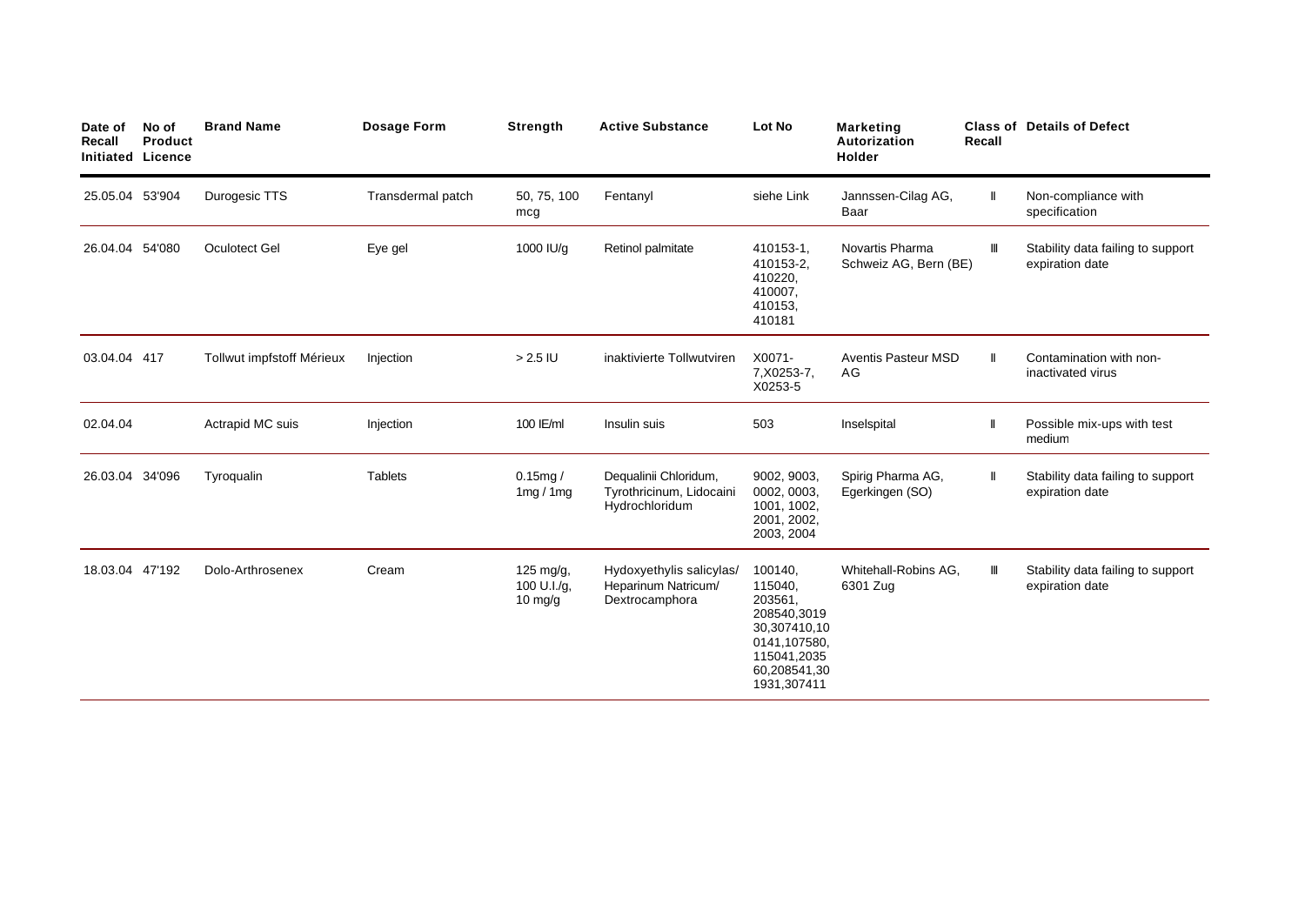| Date of Recall Initiated | No of Product Licence | Brand Name | Dosage Form | Strength | Active Substance | Lot No | Marketing Autorization Holder | Class of Recall | Details of Defect |
|---|---|---|---|---|---|---|---|---|---|
| 25.05.04 | 53'904 | Durogesic TTS | Transdermal patch | 50, 75, 100 mcg | Fentanyl | siehe Link | Jannssen-Cilag AG, Baar | II | Non-compliance with specification |
| 26.04.04 | 54'080 | Oculotect Gel | Eye gel | 1000 IU/g | Retinol palmitate | 410153-1, 410153-2, 410220, 410007, 410153, 410181 | Novartis Pharma Schweiz AG, Bern (BE) | III | Stability data failing to support expiration date |
| 03.04.04 | 417 | Tollwut impfstoff Mérieux | Injection | > 2.5 IU | inaktivierte Tollwutviren | X0071-7,X0253-7, X0253-5 | Aventis Pasteur MSD AG | II | Contamination with non-inactivated virus |
| 02.04.04 | | Actrapid MC suis | Injection | 100 IE/ml | Insulin suis | 503 | Inselspital | II | Possible mix-ups with test medium |
| 26.03.04 | 34'096 | Tyroqualin | Tablets | 0.15mg / 1mg / 1mg | Dequalinii Chloridum, Tyrothricinum, Lidocaini Hydrochloridum | 9002, 9003, 0002, 0003, 1001, 1002, 2001, 2002, 2003, 2004 | Spirig Pharma AG, Egerkingen (SO) | II | Stability data failing to support expiration date |
| 18.03.04 | 47'192 | Dolo-Arthrosenex | Cream | 125 mg/g, 100 U.I./g, 10 mg/g | Hydoxyethylis salicylas/ Heparinum Natricum/ Dextrocamphora | 100140, 115040, 203561, 208540,301930,307410,100141,107580, 115041,203560,208541,301931,307411 | Whitehall-Robins AG, 6301 Zug | III | Stability data failing to support expiration date |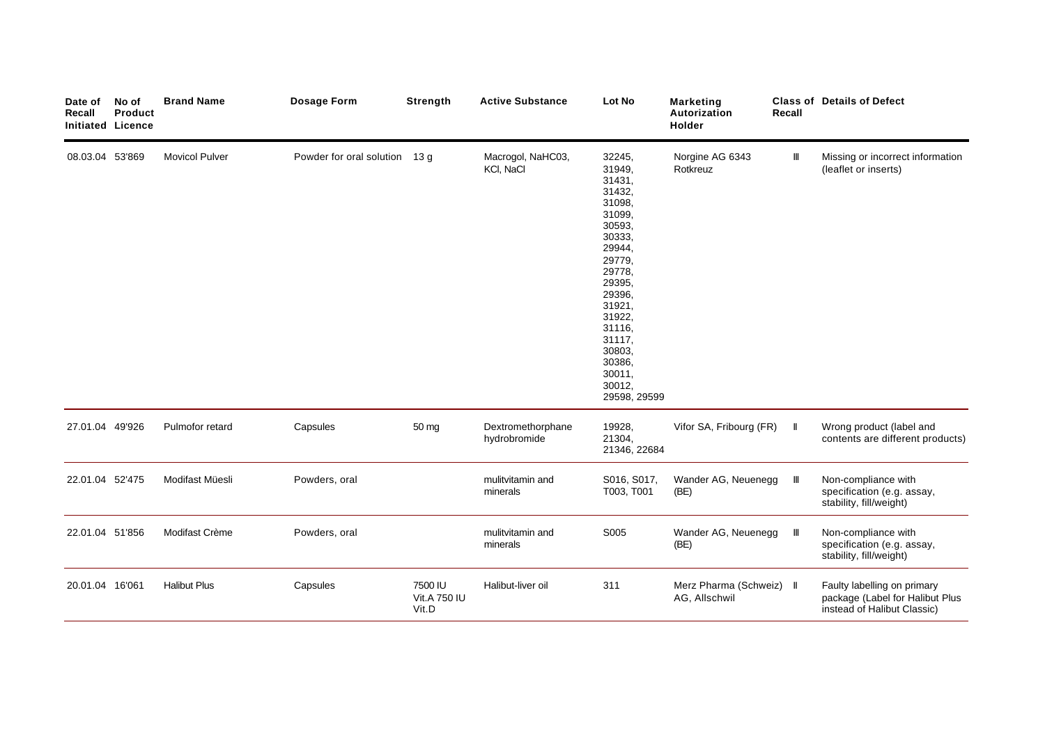| Date of Recall Initiated | No of Product Licence | Brand Name | Dosage Form | Strength | Active Substance | Lot No | Marketing Autorization Holder | Class of Recall | Details of Defect |
|---|---|---|---|---|---|---|---|---|---|
| 08.03.04 | 53'869 | Movicol Pulver | Powder for oral solution | 13 g | Macrogol, NaHC03, KCl, NaCl | 32245, 31949, 31431, 31432, 31098, 31099, 30593, 30333, 29944, 29779, 29778, 29395, 29396, 31921, 31922, 31116, 31117, 30803, 30386, 30011, 30012, 29598, 29599 | Norgine AG 6343 Rotkreuz | III | Missing or incorrect information (leaflet or inserts) |
| 27.01.04 | 49'926 | Pulmofor retard | Capsules | 50 mg | Dextromethorphane hydrobromide | 19928, 21304, 21346, 22684 | Vifor SA, Fribourg (FR) | II | Wrong product (label and contents are different products) |
| 22.01.04 | 52'475 | Modifast Müesli | Powders, oral | | mulitvitamin and minerals | S016, S017, T003, T001 | Wander AG, Neuenegg (BE) | III | Non-compliance with specification (e.g. assay, stability, fill/weight) |
| 22.01.04 | 51'856 | Modifast Crème | Powders, oral | | mulitvitamin and minerals | S005 | Wander AG, Neuenegg (BE) | III | Non-compliance with specification (e.g. assay, stability, fill/weight) |
| 20.01.04 | 16'061 | Halibut Plus | Capsules | 7500 IU Vit.A 750 IU Vit.D | Halibut-liver oil | 311 | Merz Pharma (Schweiz) AG, Allschwil | II | Faulty labelling on primary package (Label for Halibut Plus instead of Halibut Classic) |